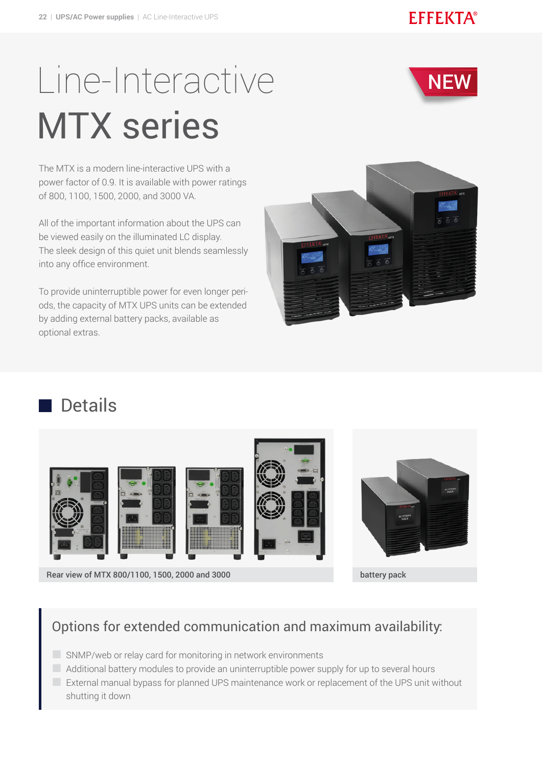# Line-Interactive MTX series

NEW

The MTX is a modern line-interactive UPS with a power factor of 0.9. It is available with power ratings of 800, 1100, 1500, 2000, and 3000 VA.

All of the important information about the UPS can be viewed easily on the illuminated LC display. The sleek design of this quiet unit blends seamlessly into any office environment.

To provide uninterruptible power for even longer periods, the capacity of MTX UPS units can be extended by adding external battery packs, available as optional extras.

## Details

Rear view of MTX 800/1100, 1500, 2000 and 3000

battery pack

### Options for extended communication and maximum availability:

- SNMP/web or relay card for monitoring in network environments
- Additional battery modules to provide an uninterruptible power supply for up to several hours
- External manual bypass for planned UPS maintenance work or replacement of the UPS unit without shutting it down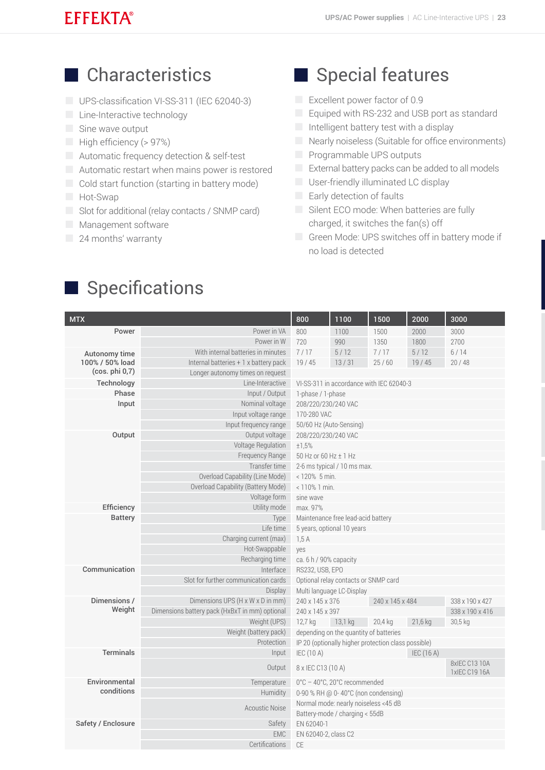## Characteristics

- UPS-classification VI-SS-311 (IEC 62040-3)
- Line-Interactive technology
- Sine wave output
- High efficiency (> 97%)
- Automatic frequency detection & self-test
- Automatic restart when mains power is restored
- Cold start function (starting in battery mode)
- Hot-Swap
- Slot for additional (relay contacts / SNMP card)
- Management software
- 24 months' warranty

## Special features

- Excellent power factor of 0.9
- Equiped with RS-232 and USB port as standard
- Intelligent battery test with a display
- Nearly noiseless (Suitable for office environments)
- Programmable UPS outputs
- External battery packs can be added to all models
- User-friendly illuminated LC display
- Early detection of faults
- Silent ECO mode: When batteries are fully charged, it switches the fan(s) off
- Green Mode: UPS switches off in battery mode if no load is detected

## Specifications

| MTX | | 800 | 1100 | 1500 | 2000 | 3000 |
|---|---|---|---|---|---|---|
| **Power** | Power in VA | 800 | 1100 | 1500 | 2000 | 3000 |
| | Power in W | 720 | 990 | 1350 | 1800 | 2700 |
| **Autonomy time 100% / 50% load (cos. phi 0,7)** | With internal batteries in minutes | 7 / 17 | 5 / 12 | 7 / 17 | 5 / 12 | 6 / 14 |
| | Internal batteries + 1 x battery pack | 19 / 45 | 13 / 31 | 25 / 60 | 19 / 45 | 20 / 48 |
| | Longer autonomy times on request | | | | | |
| **Technology** | Line-Interactive | VI-SS-311 in accordance with IEC 62040-3 | | | | |
| **Phase** | Input / Output | 1-phase / 1-phase | | | | |
| **Input** | Nominal voltage | 208/220/230/240 VAC | | | | |
| | Input voltage range | 170-280 VAC | | | | |
| | Input frequency range | 50/60 Hz (Auto-Sensing) | | | | |
| **Output** | Output voltage | 208/220/230/240 VAC | | | | |
| | Voltage Regulation | ±1,5% | | | | |
| | Frequency Range | 50 Hz or 60 Hz ± 1 Hz | | | | |
| | Transfer time | 2-6 ms typical / 10 ms max. | | | | |
| | Overload Capability (Line Mode) | < 120% 5 min. | | | | |
| | Overload Capability (Battery Mode) | < 110% 1 min. | | | | |
| | Voltage form | sine wave | | | | |
| **Efficiency** | Utility mode | max. 97% | | | | |
| **Battery** | Type | Maintenance free lead-acid battery | | | | |
| | Life time | 5 years, optional 10 years | | | | |
| | Charging current (max) | 1,5 A | | | | |
| | Hot-Swappable | yes | | | | |
| | Recharging time | ca. 6 h / 90% capacity | | | | |
| **Communication** | Interface | RS232, USB, EPO | | | | |
| | Slot for further communication cards | Optional relay contacts or SNMP card | | | | |
| | Display | Multi language LC-Display | | | | |
| **Dimensions / Weight** | Dimensions UPS (H x W x D in mm) | 240 x 145 x 376 | | 240 x 145 x 484 | | 338 x 190 x 427 |
| | Dimensions battery pack (HxBxT in mm) optional | 240 x 145 x 397 | | | | 338 x 190 x 416 |
| | Weight (UPS) | 12,7 kg | 13,1 kg | 20,4 kg | 21,6 kg | 30,5 kg |
| | Weight (battery pack) | depending on the quantity of batteries | | | | |
| | Protection | IP 20 (optionally higher protection class possible) | | | | |
| **Terminals** | Input | IEC (10 A) | | | IEC (16 A) | |
| | Output | 8 x IEC C13 (10 A) | | | | 8xIEC C13 10A 1xIEC C19 16A |
| **Environmental conditions** | Temperature | 0°C – 40°C, 20°C recommended | | | | |
| | Humidity | 0-90 % RH @ 0- 40°C (non condensing) | | | | |
| | Acoustic Noise | Normal mode: nearly noiseless <45 dB<br>Battery-mode / charging < 55dB | | | | |
| **Safety / Enclosure** | Safety | EN 62040-1 | | | | |
| | EMC | EN 62040-2, class C2 | | | | |
| | Certifications | CE | | | | |